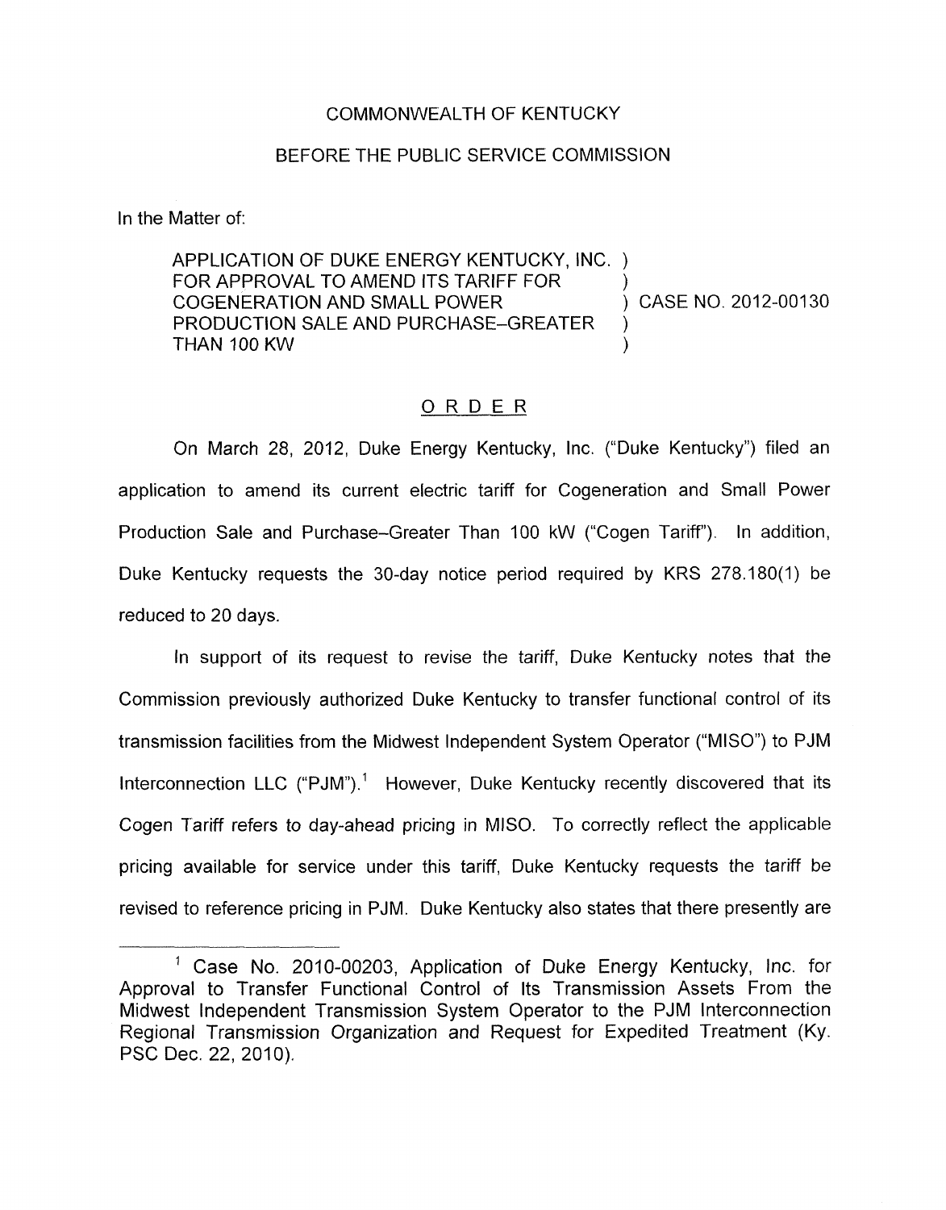COMMONWEALTH OF KENTUCKY

BEFORE THE PUBLIC SERVICE COMMISSION

In the Matter of:

APPLICATION OF DUKE ENERGY KENTUCKY, INC. )
FOR APPROVAL TO AMEND ITS TARIFF FOR )
COGENERATION AND SMALL POWER ) CASE NO. 2012-00130
PRODUCTION SALE AND PURCHASE–GREATER )
THAN 100 KW )

## O R D E R

On March 28, 2012, Duke Energy Kentucky, Inc. ("Duke Kentucky") filed an application to amend its current electric tariff for Cogeneration and Small Power Production Sale and Purchase–Greater Than 100 kW ("Cogen Tariff"). In addition, Duke Kentucky requests the 30-day notice period required by KRS 278.180(1) be reduced to 20 days.

In support of its request to revise the tariff, Duke Kentucky notes that the Commission previously authorized Duke Kentucky to transfer functional control of its transmission facilities from the Midwest Independent System Operator ("MISO") to PJM Interconnection LLC ("PJM").[1] However, Duke Kentucky recently discovered that its Cogen Tariff refers to day-ahead pricing in MISO. To correctly reflect the applicable pricing available for service under this tariff, Duke Kentucky requests the tariff be revised to reference pricing in PJM. Duke Kentucky also states that there presently are

---

[1] Case No. 2010-00203, Application of Duke Energy Kentucky, Inc. for Approval to Transfer Functional Control of Its Transmission Assets From the Midwest Independent Transmission System Operator to the PJM Interconnection Regional Transmission Organization and Request for Expedited Treatment (Ky. PSC Dec. 22, 2010).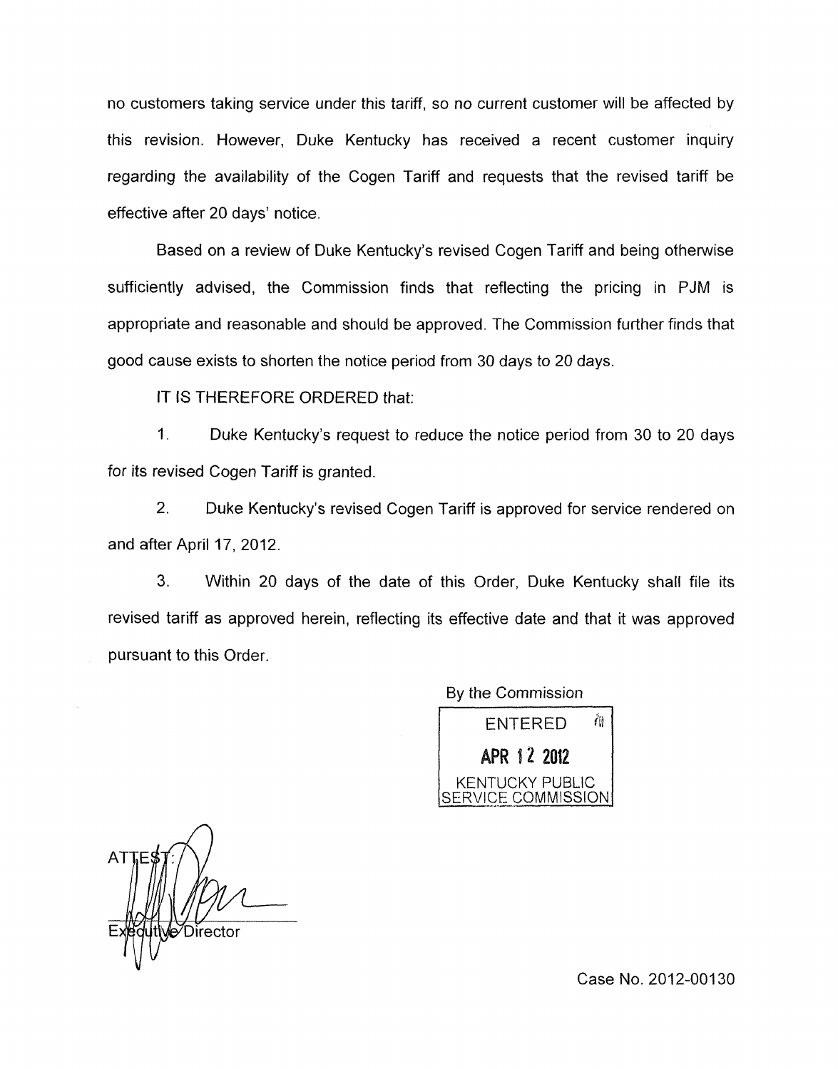no customers taking service under this tariff, so no current customer will be affected by this revision. However, Duke Kentucky has received a recent customer inquiry regarding the availability of the Cogen Tariff and requests that the revised tariff be effective after 20 days' notice.

Based on a review of Duke Kentucky's revised Cogen Tariff and being otherwise sufficiently advised, the Commission finds that reflecting the pricing in PJM is appropriate and reasonable and should be approved. The Commission further finds that good cause exists to shorten the notice period from 30 days to 20 days.

IT IS THEREFORE ORDERED that:

1. Duke Kentucky's request to reduce the notice period from 30 to 20 days for its revised Cogen Tariff is granted.

2. Duke Kentucky's revised Cogen Tariff is approved for service rendered on and after April 17, 2012.

3. Within 20 days of the date of this Order, Duke Kentucky shall file its revised tariff as approved herein, reflecting its effective date and that it was approved pursuant to this Order.

By the Commission

ENTERED
APR 12 2012
KENTUCKY PUBLIC SERVICE COMMISSION

ATTEST:

Executive Director

Case No. 2012-00130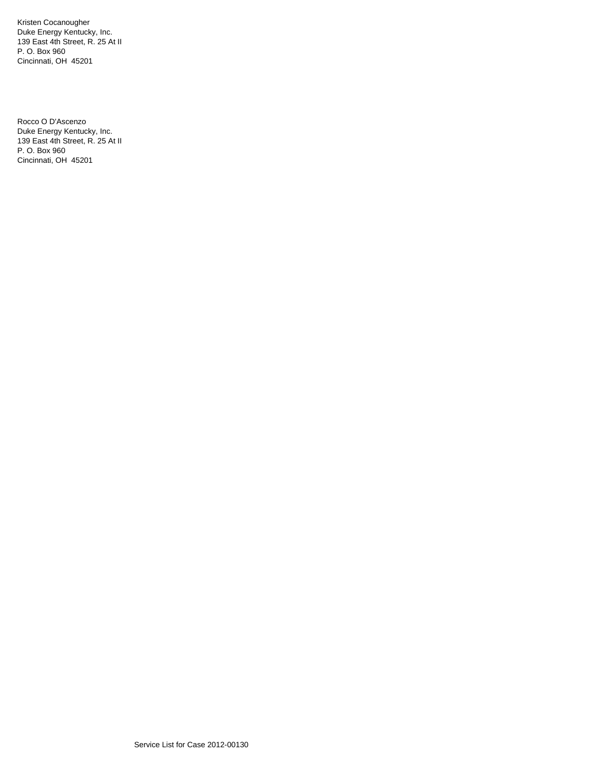Kristen Cocanougher
Duke Energy Kentucky, Inc.
139 East 4th Street, R. 25 At II
P. O. Box 960
Cincinnati, OH  45201

Rocco O D'Ascenzo
Duke Energy Kentucky, Inc.
139 East 4th Street, R. 25 At II
P. O. Box 960
Cincinnati, OH  45201